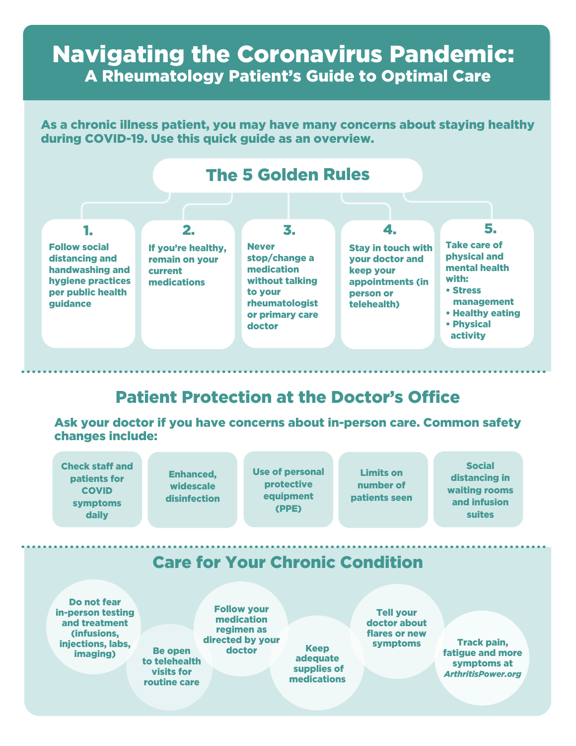# Navigating the Coronavirus Pandemic:
## A Rheumatology Patient's Guide to Optimal Care

**As a chronic illness patient, you may have many concerns about staying healthy during COVID-19. Use this quick guide as an overview.**

## The 5 Golden Rules

1. Follow social distancing and handwashing and hygiene practices per public health guidance
2. If you're healthy, remain on your current medications
3. Never stop/change a medication without talking to your rheumatologist or primary care doctor
4. Stay in touch with your doctor and keep your appointments (in person or telehealth)
5. Take care of physical and mental health with:
   - Stress management
   - Healthy eating
   - Physical activity

## Patient Protection at the Doctor's Office

**Ask your doctor if you have concerns about in-person care. Common safety changes include:**

- Check staff and patients for COVID symptoms daily
- Enhanced, widescale disinfection
- Use of personal protective equipment (PPE)
- Limits on number of patients seen
- Social distancing in waiting rooms and infusion suites

## Care for Your Chronic Condition

- Do not fear in-person testing and treatment (infusions, injections, labs, imaging)
- Be open to telehealth visits for routine care
- Follow your medication regimen as directed by your doctor
- Keep adequate supplies of medications
- Tell your doctor about flares or new symptoms
- Track pain, fatigue and more symptoms at *ArthritisPower.org*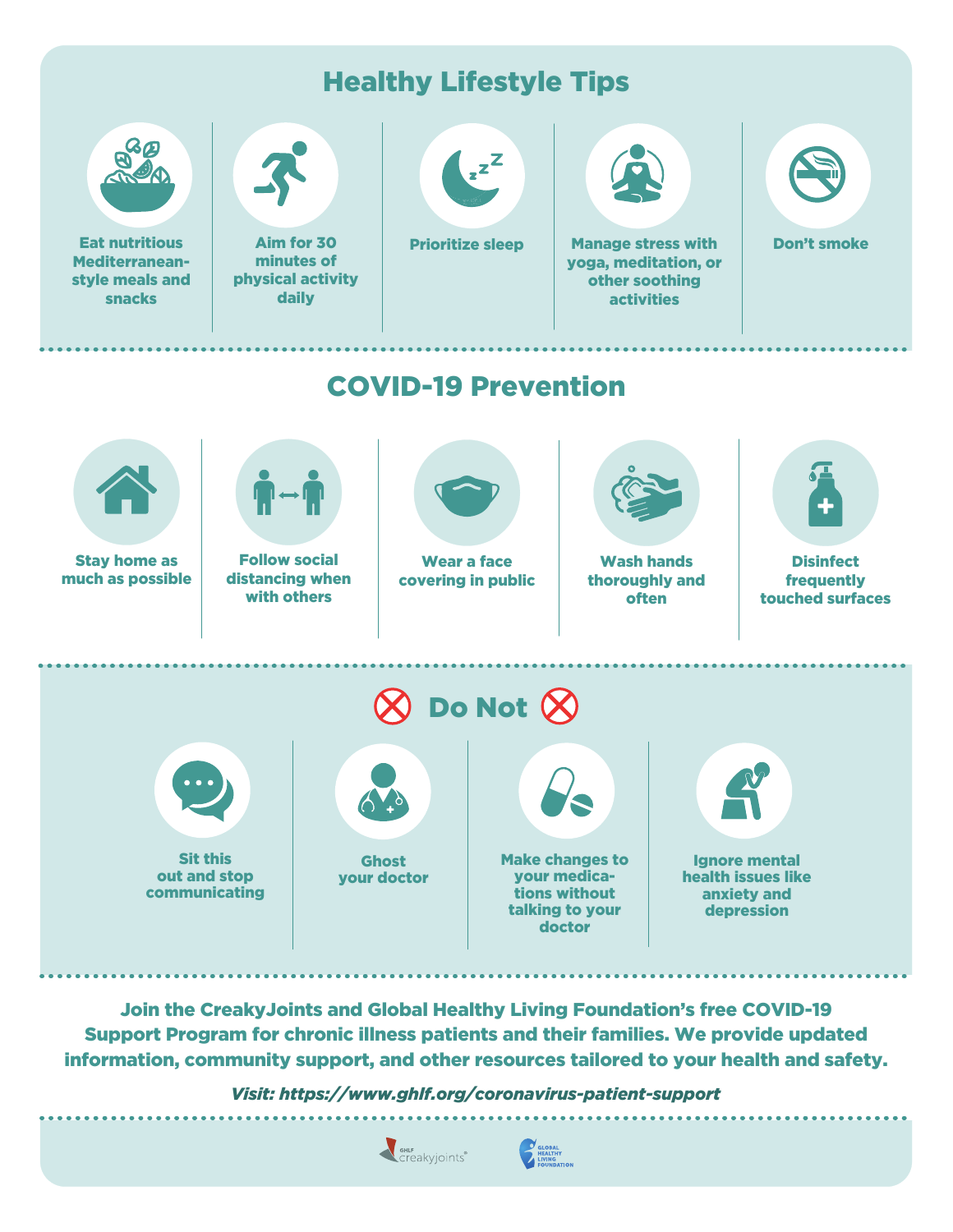## Healthy Lifestyle Tips

- Eat nutritious Mediterranean-style meals and snacks
- Aim for 30 minutes of physical activity daily
- Prioritize sleep
- Manage stress with yoga, meditation, or other soothing activities
- Don't smoke

## COVID-19 Prevention

- Stay home as much as possible
- Follow social distancing when with others
- Wear a face covering in public
- Wash hands thoroughly and often
- Disinfect frequently touched surfaces

## Do Not

- Sit this out and stop communicating
- Ghost your doctor
- Make changes to your medications without talking to your doctor
- Ignore mental health issues like anxiety and depression

**Join the CreakyJoints and Global Healthy Living Foundation's free COVID-19 Support Program for chronic illness patients and their families. We provide updated information, community support, and other resources tailored to your health and safety.**

***Visit: https://www.ghlf.org/coronavirus-patient-support***

GHLF creakyjoints®

GLOBAL HEALTHY LIVING FOUNDATION